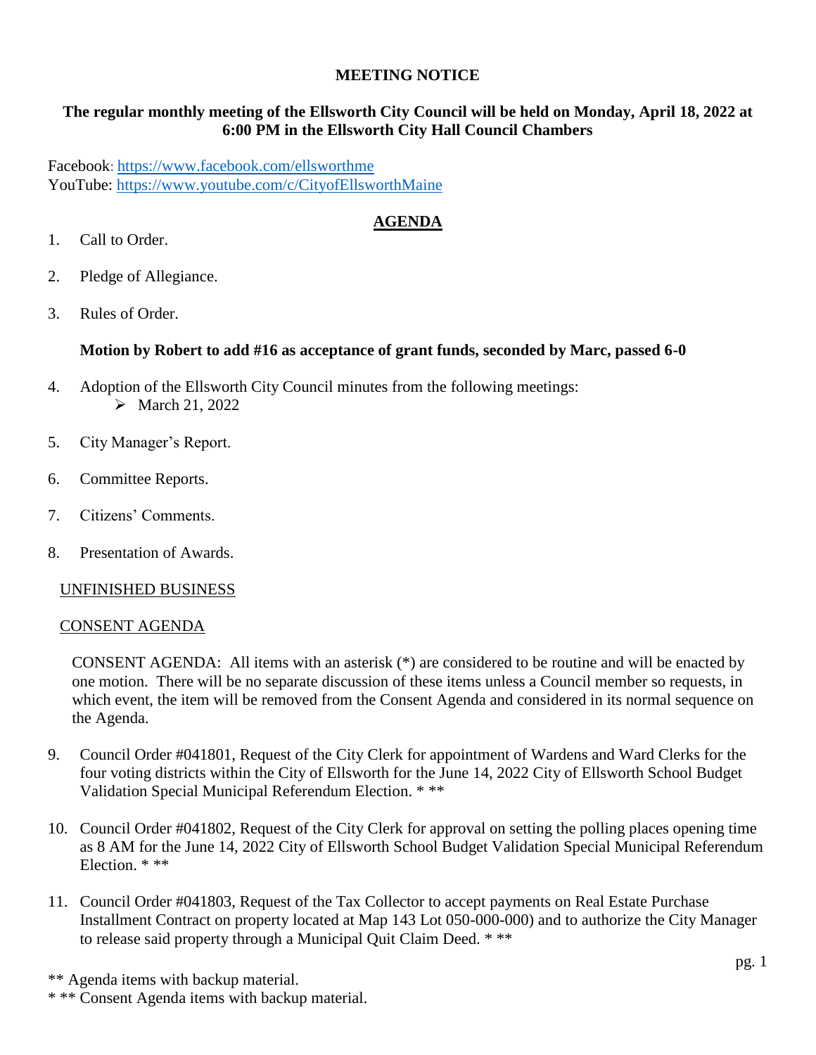**MEETING NOTICE**

**The regular monthly meeting of the Ellsworth City Council will be held on Monday, April 18, 2022 at 6:00 PM in the Ellsworth City Hall Council Chambers**

Facebook: https://www.facebook.com/ellsworthme
YouTube: https://www.youtube.com/c/CityofEllsworthMaine

## AGENDA

1. Call to Order.

2. Pledge of Allegiance.

3. Rules of Order.

   **Motion by Robert to add #16 as acceptance of grant funds, seconded by Marc, passed 6-0**

4. Adoption of the Ellsworth City Council minutes from the following meetings:
   - March 21, 2022

5. City Manager's Report.

6. Committee Reports.

7. Citizens' Comments.

8. Presentation of Awards.

UNFINISHED BUSINESS

CONSENT AGENDA

CONSENT AGENDA: All items with an asterisk (*) are considered to be routine and will be enacted by one motion. There will be no separate discussion of these items unless a Council member so requests, in which event, the item will be removed from the Consent Agenda and considered in its normal sequence on the Agenda.

9. Council Order #041801, Request of the City Clerk for appointment of Wardens and Ward Clerks for the four voting districts within the City of Ellsworth for the June 14, 2022 City of Ellsworth School Budget Validation Special Municipal Referendum Election. * **

10. Council Order #041802, Request of the City Clerk for approval on setting the polling places opening time as 8 AM for the June 14, 2022 City of Ellsworth School Budget Validation Special Municipal Referendum Election. * **

11. Council Order #041803, Request of the Tax Collector to accept payments on Real Estate Purchase Installment Contract on property located at Map 143 Lot 050-000-000) and to authorize the City Manager to release said property through a Municipal Quit Claim Deed. * **

** Agenda items with backup material.
* ** Consent Agenda items with backup material.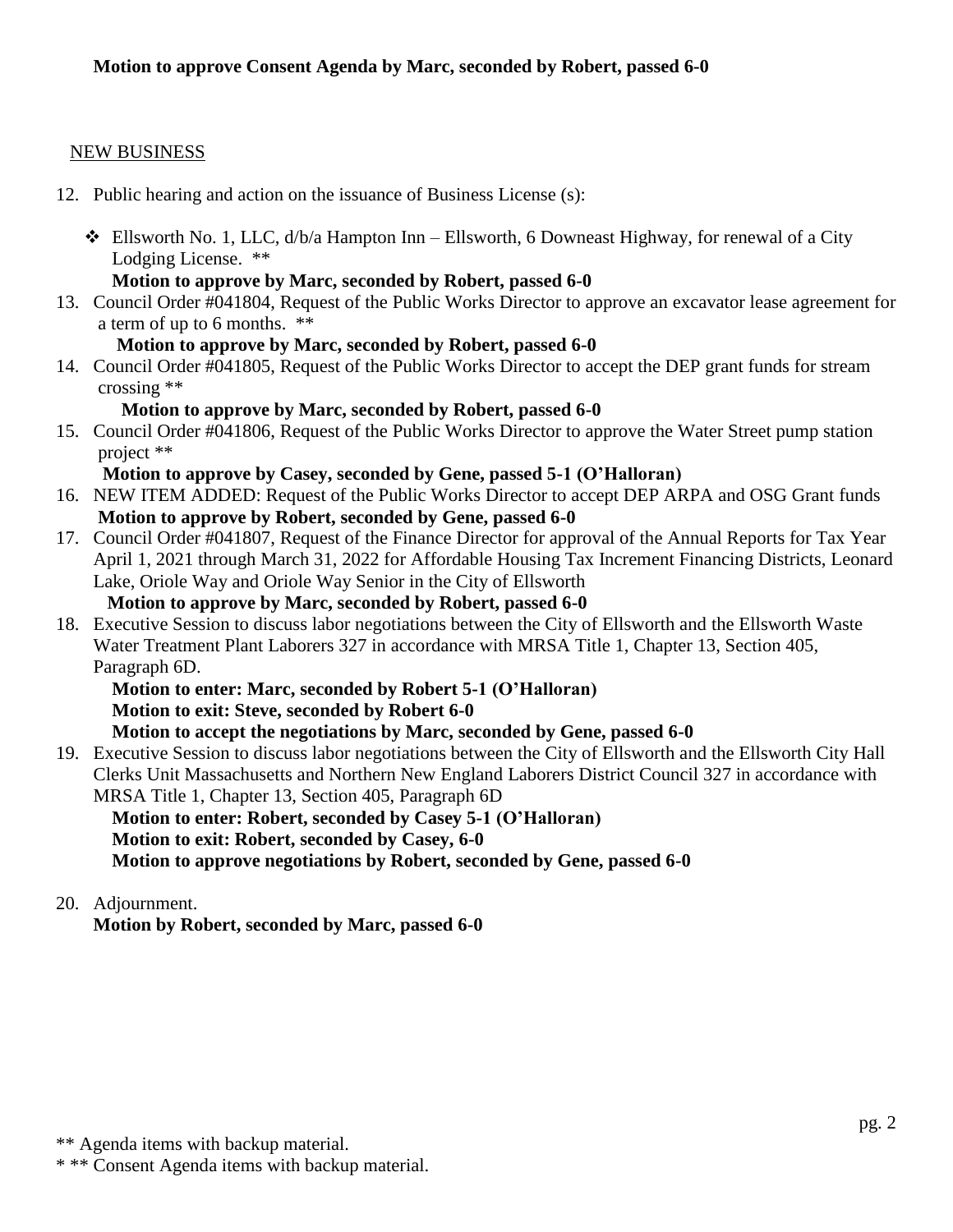**Motion to approve Consent Agenda by Marc, seconded by Robert, passed 6-0**

NEW BUSINESS

12. Public hearing and action on the issuance of Business License (s):

    - Ellsworth No. 1, LLC, d/b/a Hampton Inn – Ellsworth, 6 Downeast Highway, for renewal of a City Lodging License. **

      **Motion to approve by Marc, seconded by Robert, passed 6-0**

13. Council Order #041804, Request of the Public Works Director to approve an excavator lease agreement for a term of up to 6 months. **

    **Motion to approve by Marc, seconded by Robert, passed 6-0**

14. Council Order #041805, Request of the Public Works Director to accept the DEP grant funds for stream crossing **

    **Motion to approve by Marc, seconded by Robert, passed 6-0**

15. Council Order #041806, Request of the Public Works Director to approve the Water Street pump station project **

    **Motion to approve by Casey, seconded by Gene, passed 5-1 (O'Halloran)**

16. NEW ITEM ADDED: Request of the Public Works Director to accept DEP ARPA and OSG Grant funds

    **Motion to approve by Robert, seconded by Gene, passed 6-0**

17. Council Order #041807, Request of the Finance Director for approval of the Annual Reports for Tax Year April 1, 2021 through March 31, 2022 for Affordable Housing Tax Increment Financing Districts, Leonard Lake, Oriole Way and Oriole Way Senior in the City of Ellsworth

    **Motion to approve by Marc, seconded by Robert, passed 6-0**

18. Executive Session to discuss labor negotiations between the City of Ellsworth and the Ellsworth Waste Water Treatment Plant Laborers 327 in accordance with MRSA Title 1, Chapter 13, Section 405, Paragraph 6D.

    **Motion to enter: Marc, seconded by Robert 5-1 (O'Halloran)**
    **Motion to exit: Steve, seconded by Robert 6-0**
    **Motion to accept the negotiations by Marc, seconded by Gene, passed 6-0**

19. Executive Session to discuss labor negotiations between the City of Ellsworth and the Ellsworth City Hall Clerks Unit Massachusetts and Northern New England Laborers District Council 327 in accordance with MRSA Title 1, Chapter 13, Section 405, Paragraph 6D

    **Motion to enter: Robert, seconded by Casey 5-1 (O'Halloran)**
    **Motion to exit: Robert, seconded by Casey, 6-0**
    **Motion to approve negotiations by Robert, seconded by Gene, passed 6-0**

20. Adjournment.

    **Motion by Robert, seconded by Marc, passed 6-0**

** Agenda items with backup material.

* ** Consent Agenda items with backup material.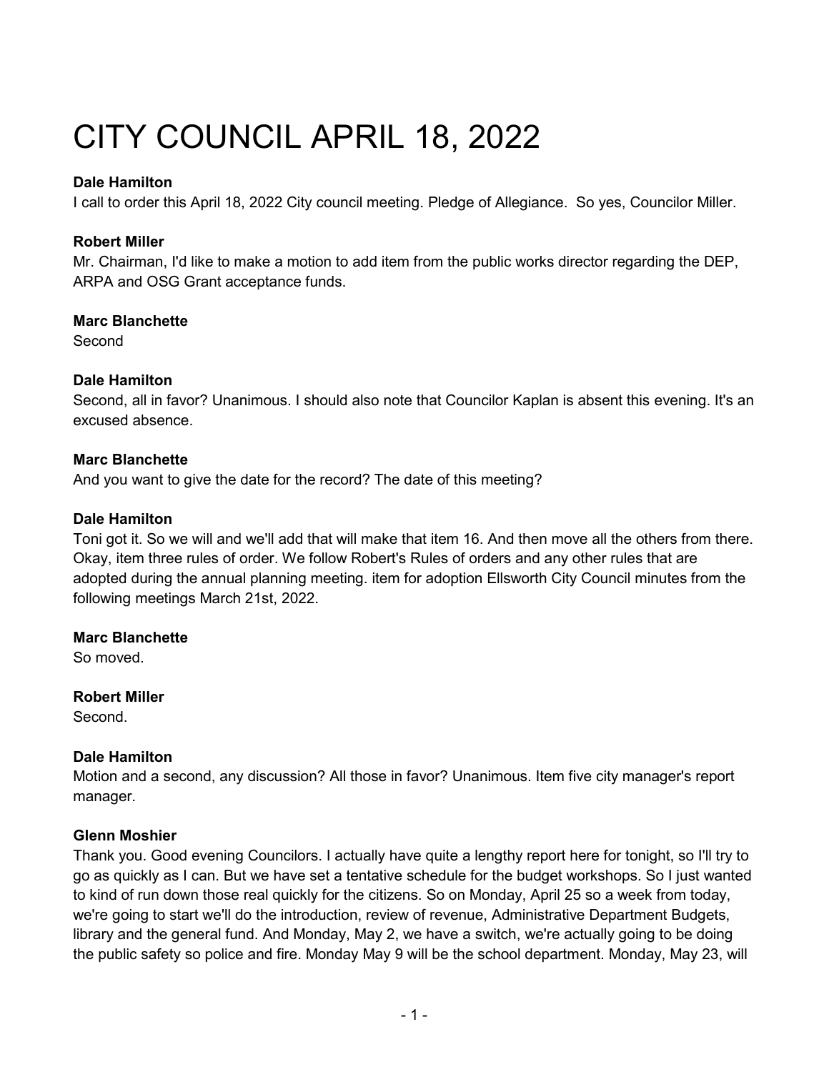# CITY COUNCIL APRIL 18, 2022

**Dale Hamilton**
I call to order this April 18, 2022 City council meeting. Pledge of Allegiance. So yes, Councilor Miller.

**Robert Miller**
Mr. Chairman, I'd like to make a motion to add item from the public works director regarding the DEP, ARPA and OSG Grant acceptance funds.

**Marc Blanchette**
Second

**Dale Hamilton**
Second, all in favor? Unanimous. I should also note that Councilor Kaplan is absent this evening. It's an excused absence.

**Marc Blanchette**
And you want to give the date for the record? The date of this meeting?

**Dale Hamilton**
Toni got it. So we will and we'll add that will make that item 16. And then move all the others from there. Okay, item three rules of order. We follow Robert's Rules of orders and any other rules that are adopted during the annual planning meeting. item for adoption Ellsworth City Council minutes from the following meetings March 21st, 2022.

**Marc Blanchette**
So moved.

**Robert Miller**
Second.

**Dale Hamilton**
Motion and a second, any discussion? All those in favor? Unanimous. Item five city manager's report manager.

**Glenn Moshier**
Thank you. Good evening Councilors. I actually have quite a lengthy report here for tonight, so I'll try to go as quickly as I can. But we have set a tentative schedule for the budget workshops. So I just wanted to kind of run down those real quickly for the citizens. So on Monday, April 25 so a week from today, we're going to start we'll do the introduction, review of revenue, Administrative Department Budgets, library and the general fund. And Monday, May 2, we have a switch, we're actually going to be doing the public safety so police and fire. Monday May 9 will be the school department. Monday, May 23, will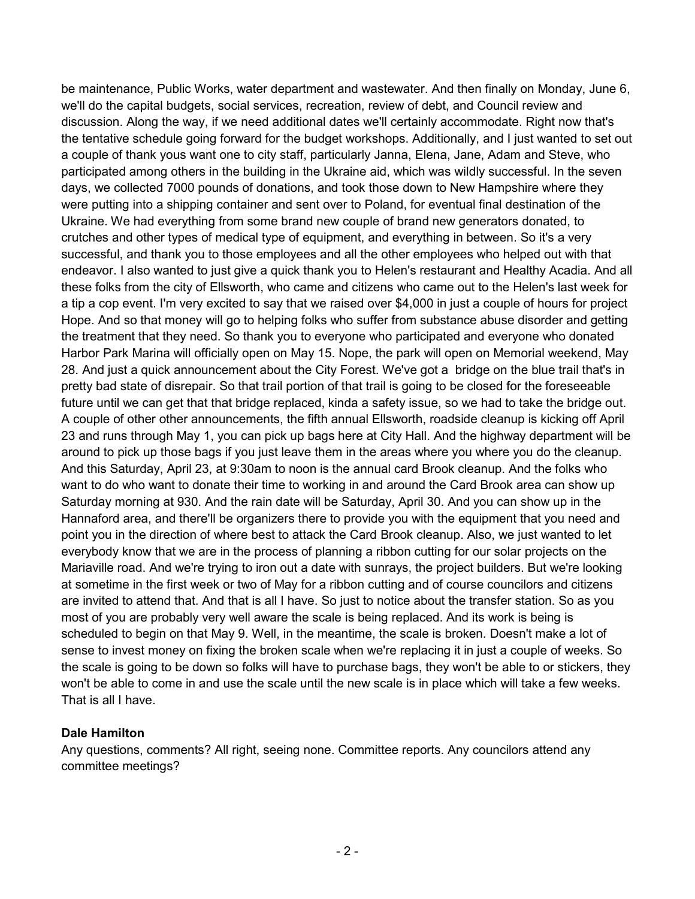be maintenance, Public Works, water department and wastewater. And then finally on Monday, June 6, we'll do the capital budgets, social services, recreation, review of debt, and Council review and discussion. Along the way, if we need additional dates we'll certainly accommodate. Right now that's the tentative schedule going forward for the budget workshops. Additionally, and I just wanted to set out a couple of thank yous want one to city staff, particularly Janna, Elena, Jane, Adam and Steve, who participated among others in the building in the Ukraine aid, which was wildly successful. In the seven days, we collected 7000 pounds of donations, and took those down to New Hampshire where they were putting into a shipping container and sent over to Poland, for eventual final destination of the Ukraine. We had everything from some brand new couple of brand new generators donated, to crutches and other types of medical type of equipment, and everything in between. So it's a very successful, and thank you to those employees and all the other employees who helped out with that endeavor. I also wanted to just give a quick thank you to Helen's restaurant and Healthy Acadia. And all these folks from the city of Ellsworth, who came and citizens who came out to the Helen's last week for a tip a cop event. I'm very excited to say that we raised over $4,000 in just a couple of hours for project Hope. And so that money will go to helping folks who suffer from substance abuse disorder and getting the treatment that they need. So thank you to everyone who participated and everyone who donated Harbor Park Marina will officially open on May 15. Nope, the park will open on Memorial weekend, May 28. And just a quick announcement about the City Forest. We've got a bridge on the blue trail that's in pretty bad state of disrepair. So that trail portion of that trail is going to be closed for the foreseeable future until we can get that that bridge replaced, kinda a safety issue, so we had to take the bridge out. A couple of other other announcements, the fifth annual Ellsworth, roadside cleanup is kicking off April 23 and runs through May 1, you can pick up bags here at City Hall. And the highway department will be around to pick up those bags if you just leave them in the areas where you where you do the cleanup. And this Saturday, April 23, at 9:30am to noon is the annual card Brook cleanup. And the folks who want to do who want to donate their time to working in and around the Card Brook area can show up Saturday morning at 930. And the rain date will be Saturday, April 30. And you can show up in the Hannaford area, and there'll be organizers there to provide you with the equipment that you need and point you in the direction of where best to attack the Card Brook cleanup. Also, we just wanted to let everybody know that we are in the process of planning a ribbon cutting for our solar projects on the Mariaville road. And we're trying to iron out a date with sunrays, the project builders. But we're looking at sometime in the first week or two of May for a ribbon cutting and of course councilors and citizens are invited to attend that. And that is all I have. So just to notice about the transfer station. So as you most of you are probably very well aware the scale is being replaced. And its work is being is scheduled to begin on that May 9. Well, in the meantime, the scale is broken. Doesn't make a lot of sense to invest money on fixing the broken scale when we're replacing it in just a couple of weeks. So the scale is going to be down so folks will have to purchase bags, they won't be able to or stickers, they won't be able to come in and use the scale until the new scale is in place which will take a few weeks. That is all I have.

**Dale Hamilton**
Any questions, comments? All right, seeing none. Committee reports. Any councilors attend any committee meetings?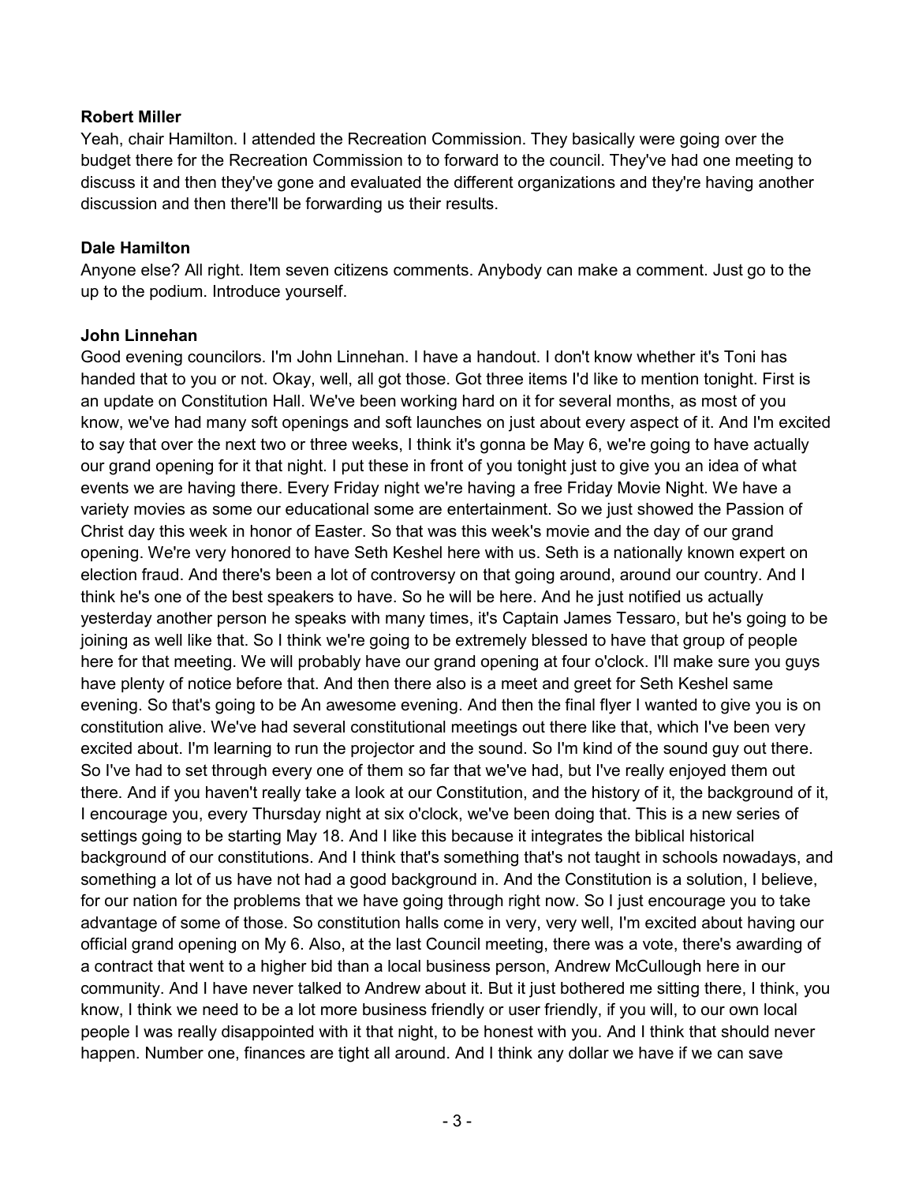**Robert Miller**
Yeah, chair Hamilton. I attended the Recreation Commission. They basically were going over the budget there for the Recreation Commission to to forward to the council. They've had one meeting to discuss it and then they've gone and evaluated the different organizations and they're having another discussion and then there'll be forwarding us their results.

**Dale Hamilton**
Anyone else? All right. Item seven citizens comments. Anybody can make a comment. Just go to the up to the podium. Introduce yourself.

**John Linnehan**
Good evening councilors. I'm John Linnehan. I have a handout. I don't know whether it's Toni has handed that to you or not. Okay, well, all got those. Got three items I'd like to mention tonight. First is an update on Constitution Hall. We've been working hard on it for several months, as most of you know, we've had many soft openings and soft launches on just about every aspect of it. And I'm excited to say that over the next two or three weeks, I think it's gonna be May 6, we're going to have actually our grand opening for it that night. I put these in front of you tonight just to give you an idea of what events we are having there. Every Friday night we're having a free Friday Movie Night. We have a variety movies as some our educational some are entertainment. So we just showed the Passion of Christ day this week in honor of Easter. So that was this week's movie and the day of our grand opening. We're very honored to have Seth Keshel here with us. Seth is a nationally known expert on election fraud. And there's been a lot of controversy on that going around, around our country. And I think he's one of the best speakers to have. So he will be here. And he just notified us actually yesterday another person he speaks with many times, it's Captain James Tessaro, but he's going to be joining as well like that. So I think we're going to be extremely blessed to have that group of people here for that meeting. We will probably have our grand opening at four o'clock. I'll make sure you guys have plenty of notice before that. And then there also is a meet and greet for Seth Keshel same evening. So that's going to be An awesome evening. And then the final flyer I wanted to give you is on constitution alive. We've had several constitutional meetings out there like that, which I've been very excited about. I'm learning to run the projector and the sound. So I'm kind of the sound guy out there. So I've had to set through every one of them so far that we've had, but I've really enjoyed them out there. And if you haven't really take a look at our Constitution, and the history of it, the background of it, I encourage you, every Thursday night at six o'clock, we've been doing that. This is a new series of settings going to be starting May 18. And I like this because it integrates the biblical historical background of our constitutions. And I think that's something that's not taught in schools nowadays, and something a lot of us have not had a good background in. And the Constitution is a solution, I believe, for our nation for the problems that we have going through right now. So I just encourage you to take advantage of some of those. So constitution halls come in very, very well, I'm excited about having our official grand opening on My 6. Also, at the last Council meeting, there was a vote, there's awarding of a contract that went to a higher bid than a local business person, Andrew McCullough here in our community. And I have never talked to Andrew about it. But it just bothered me sitting there, I think, you know, I think we need to be a lot more business friendly or user friendly, if you will, to our own local people I was really disappointed with it that night, to be honest with you. And I think that should never happen. Number one, finances are tight all around. And I think any dollar we have if we can save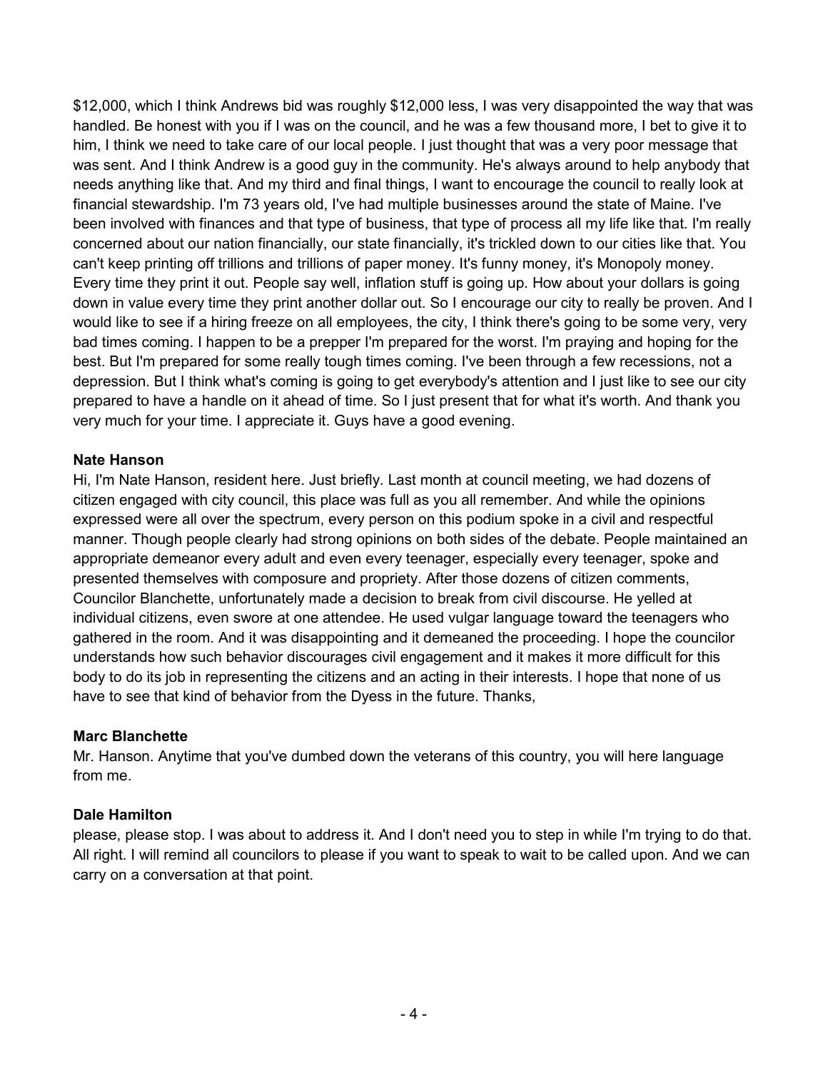$12,000, which I think Andrews bid was roughly $12,000 less, I was very disappointed the way that was handled. Be honest with you if I was on the council, and he was a few thousand more, I bet to give it to him, I think we need to take care of our local people. I just thought that was a very poor message that was sent. And I think Andrew is a good guy in the community. He's always around to help anybody that needs anything like that. And my third and final things, I want to encourage the council to really look at financial stewardship. I'm 73 years old, I've had multiple businesses around the state of Maine. I've been involved with finances and that type of business, that type of process all my life like that. I'm really concerned about our nation financially, our state financially, it's trickled down to our cities like that. You can't keep printing off trillions and trillions of paper money. It's funny money, it's Monopoly money. Every time they print it out. People say well, inflation stuff is going up. How about your dollars is going down in value every time they print another dollar out. So I encourage our city to really be proven. And I would like to see if a hiring freeze on all employees, the city, I think there's going to be some very, very bad times coming. I happen to be a prepper I'm prepared for the worst. I'm praying and hoping for the best. But I'm prepared for some really tough times coming. I've been through a few recessions, not a depression. But I think what's coming is going to get everybody's attention and I just like to see our city prepared to have a handle on it ahead of time. So I just present that for what it's worth. And thank you very much for your time. I appreciate it. Guys have a good evening.

**Nate Hanson**
Hi, I'm Nate Hanson, resident here. Just briefly. Last month at council meeting, we had dozens of citizen engaged with city council, this place was full as you all remember. And while the opinions expressed were all over the spectrum, every person on this podium spoke in a civil and respectful manner. Though people clearly had strong opinions on both sides of the debate. People maintained an appropriate demeanor every adult and even every teenager, especially every teenager, spoke and presented themselves with composure and propriety. After those dozens of citizen comments, Councilor Blanchette, unfortunately made a decision to break from civil discourse. He yelled at individual citizens, even swore at one attendee. He used vulgar language toward the teenagers who gathered in the room. And it was disappointing and it demeaned the proceeding. I hope the councilor understands how such behavior discourages civil engagement and it makes it more difficult for this body to do its job in representing the citizens and an acting in their interests. I hope that none of us have to see that kind of behavior from the Dyess in the future. Thanks,

**Marc Blanchette**
Mr. Hanson. Anytime that you've dumbed down the veterans of this country, you will here language from me.

**Dale Hamilton**
please, please stop. I was about to address it. And I don't need you to step in while I'm trying to do that. All right. I will remind all councilors to please if you want to speak to wait to be called upon. And we can carry on a conversation at that point.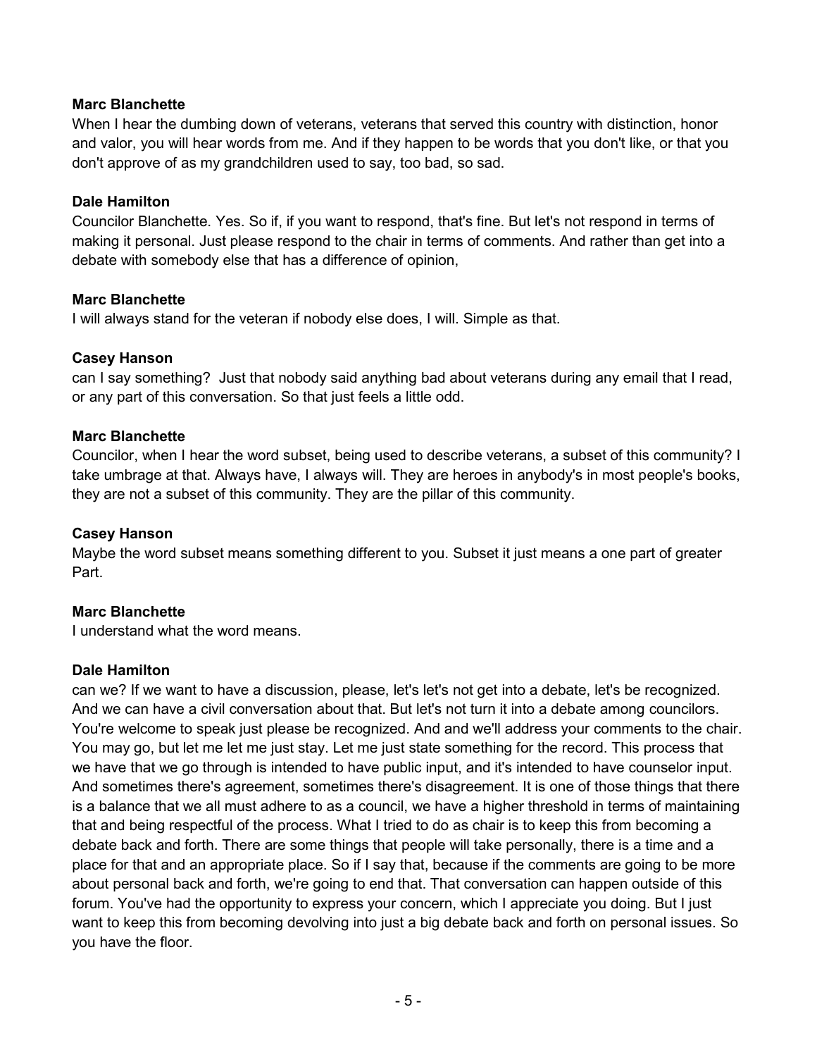**Marc Blanchette**

When I hear the dumbing down of veterans, veterans that served this country with distinction, honor and valor, you will hear words from me. And if they happen to be words that you don't like, or that you don't approve of as my grandchildren used to say, too bad, so sad.

**Dale Hamilton**

Councilor Blanchette. Yes. So if, if you want to respond, that's fine. But let's not respond in terms of making it personal. Just please respond to the chair in terms of comments. And rather than get into a debate with somebody else that has a difference of opinion,

**Marc Blanchette**

I will always stand for the veteran if nobody else does, I will. Simple as that.

**Casey Hanson**

can I say something? Just that nobody said anything bad about veterans during any email that I read, or any part of this conversation. So that just feels a little odd.

**Marc Blanchette**

Councilor, when I hear the word subset, being used to describe veterans, a subset of this community? I take umbrage at that. Always have, I always will. They are heroes in anybody's in most people's books, they are not a subset of this community. They are the pillar of this community.

**Casey Hanson**

Maybe the word subset means something different to you. Subset it just means a one part of greater Part.

**Marc Blanchette**

I understand what the word means.

**Dale Hamilton**

can we? If we want to have a discussion, please, let's let's not get into a debate, let's be recognized. And we can have a civil conversation about that. But let's not turn it into a debate among councilors. You're welcome to speak just please be recognized. And and we'll address your comments to the chair. You may go, but let me let me just stay. Let me just state something for the record. This process that we have that we go through is intended to have public input, and it's intended to have counselor input. And sometimes there's agreement, sometimes there's disagreement. It is one of those things that there is a balance that we all must adhere to as a council, we have a higher threshold in terms of maintaining that and being respectful of the process. What I tried to do as chair is to keep this from becoming a debate back and forth. There are some things that people will take personally, there is a time and a place for that and an appropriate place. So if I say that, because if the comments are going to be more about personal back and forth, we're going to end that. That conversation can happen outside of this forum. You've had the opportunity to express your concern, which I appreciate you doing. But I just want to keep this from becoming devolving into just a big debate back and forth on personal issues. So you have the floor.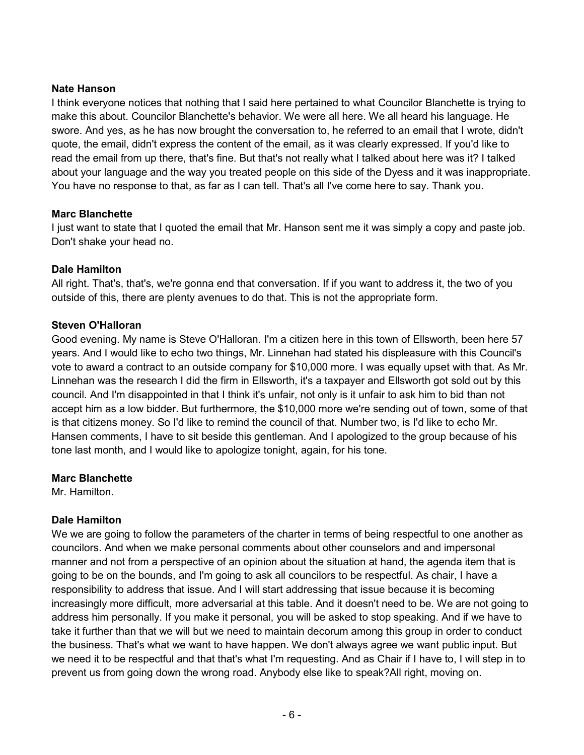**Nate Hanson**
I think everyone notices that nothing that I said here pertained to what Councilor Blanchette is trying to make this about. Councilor Blanchette's behavior. We were all here. We all heard his language. He swore. And yes, as he has now brought the conversation to, he referred to an email that I wrote, didn't quote, the email, didn't express the content of the email, as it was clearly expressed. If you'd like to read the email from up there, that's fine. But that's not really what I talked about here was it? I talked about your language and the way you treated people on this side of the Dyess and it was inappropriate. You have no response to that, as far as I can tell. That's all I've come here to say. Thank you.

**Marc Blanchette**
I just want to state that I quoted the email that Mr. Hanson sent me it was simply a copy and paste job. Don't shake your head no.

**Dale Hamilton**
All right. That's, that's, we're gonna end that conversation. If if you want to address it, the two of you outside of this, there are plenty avenues to do that. This is not the appropriate form.

**Steven O'Halloran**
Good evening. My name is Steve O'Halloran. I'm a citizen here in this town of Ellsworth, been here 57 years. And I would like to echo two things, Mr. Linnehan had stated his displeasure with this Council's vote to award a contract to an outside company for $10,000 more. I was equally upset with that. As Mr. Linnehan was the research I did the firm in Ellsworth, it's a taxpayer and Ellsworth got sold out by this council. And I'm disappointed in that I think it's unfair, not only is it unfair to ask him to bid than not accept him as a low bidder. But furthermore, the $10,000 more we're sending out of town, some of that is that citizens money. So I'd like to remind the council of that. Number two, is I'd like to echo Mr. Hansen comments, I have to sit beside this gentleman. And I apologized to the group because of his tone last month, and I would like to apologize tonight, again, for his tone.

**Marc Blanchette**
Mr. Hamilton.

**Dale Hamilton**
We we are going to follow the parameters of the charter in terms of being respectful to one another as councilors. And when we make personal comments about other counselors and and impersonal manner and not from a perspective of an opinion about the situation at hand, the agenda item that is going to be on the bounds, and I'm going to ask all councilors to be respectful. As chair, I have a responsibility to address that issue. And I will start addressing that issue because it is becoming increasingly more difficult, more adversarial at this table. And it doesn't need to be. We are not going to address him personally. If you make it personal, you will be asked to stop speaking. And if we have to take it further than that we will but we need to maintain decorum among this group in order to conduct the business. That's what we want to have happen. We don't always agree we want public input. But we need it to be respectful and that that's what I'm requesting. And as Chair if I have to, I will step in to prevent us from going down the wrong road. Anybody else like to speak?All right, moving on.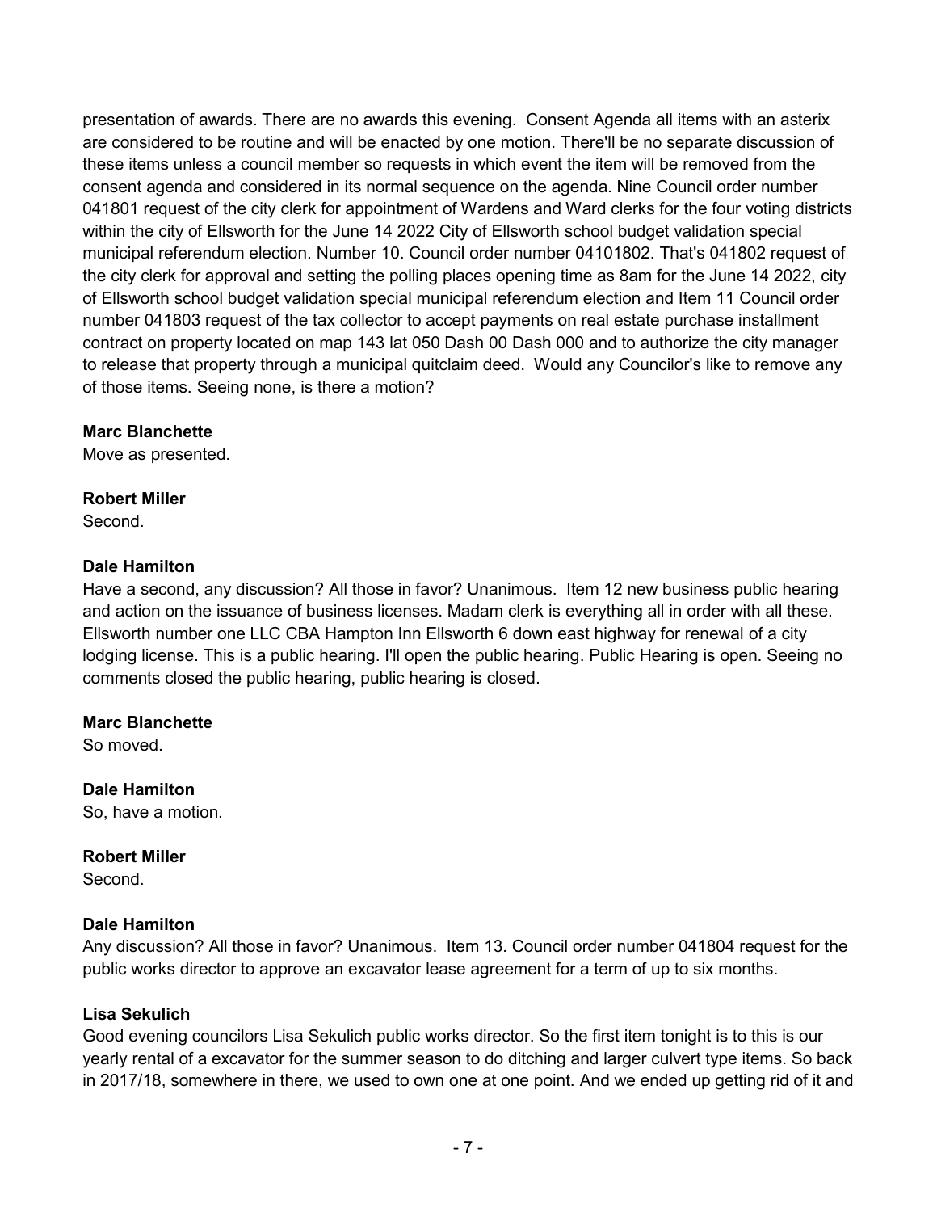presentation of awards. There are no awards this evening. Consent Agenda all items with an asterix are considered to be routine and will be enacted by one motion. There'll be no separate discussion of these items unless a council member so requests in which event the item will be removed from the consent agenda and considered in its normal sequence on the agenda. Nine Council order number 041801 request of the city clerk for appointment of Wardens and Ward clerks for the four voting districts within the city of Ellsworth for the June 14 2022 City of Ellsworth school budget validation special municipal referendum election. Number 10. Council order number 04101802. That's 041802 request of the city clerk for approval and setting the polling places opening time as 8am for the June 14 2022, city of Ellsworth school budget validation special municipal referendum election and Item 11 Council order number 041803 request of the tax collector to accept payments on real estate purchase installment contract on property located on map 143 lat 050 Dash 00 Dash 000 and to authorize the city manager to release that property through a municipal quitclaim deed. Would any Councilor's like to remove any of those items. Seeing none, is there a motion?

**Marc Blanchette**
Move as presented.

**Robert Miller**
Second.

**Dale Hamilton**
Have a second, any discussion? All those in favor? Unanimous. Item 12 new business public hearing and action on the issuance of business licenses. Madam clerk is everything all in order with all these. Ellsworth number one LLC CBA Hampton Inn Ellsworth 6 down east highway for renewal of a city lodging license. This is a public hearing. I'll open the public hearing. Public Hearing is open. Seeing no comments closed the public hearing, public hearing is closed.

**Marc Blanchette**
So moved.

**Dale Hamilton**
So, have a motion.

**Robert Miller**
Second.

**Dale Hamilton**
Any discussion? All those in favor? Unanimous. Item 13. Council order number 041804 request for the public works director to approve an excavator lease agreement for a term of up to six months.

**Lisa Sekulich**
Good evening councilors Lisa Sekulich public works director. So the first item tonight is to this is our yearly rental of a excavator for the summer season to do ditching and larger culvert type items. So back in 2017/18, somewhere in there, we used to own one at one point. And we ended up getting rid of it and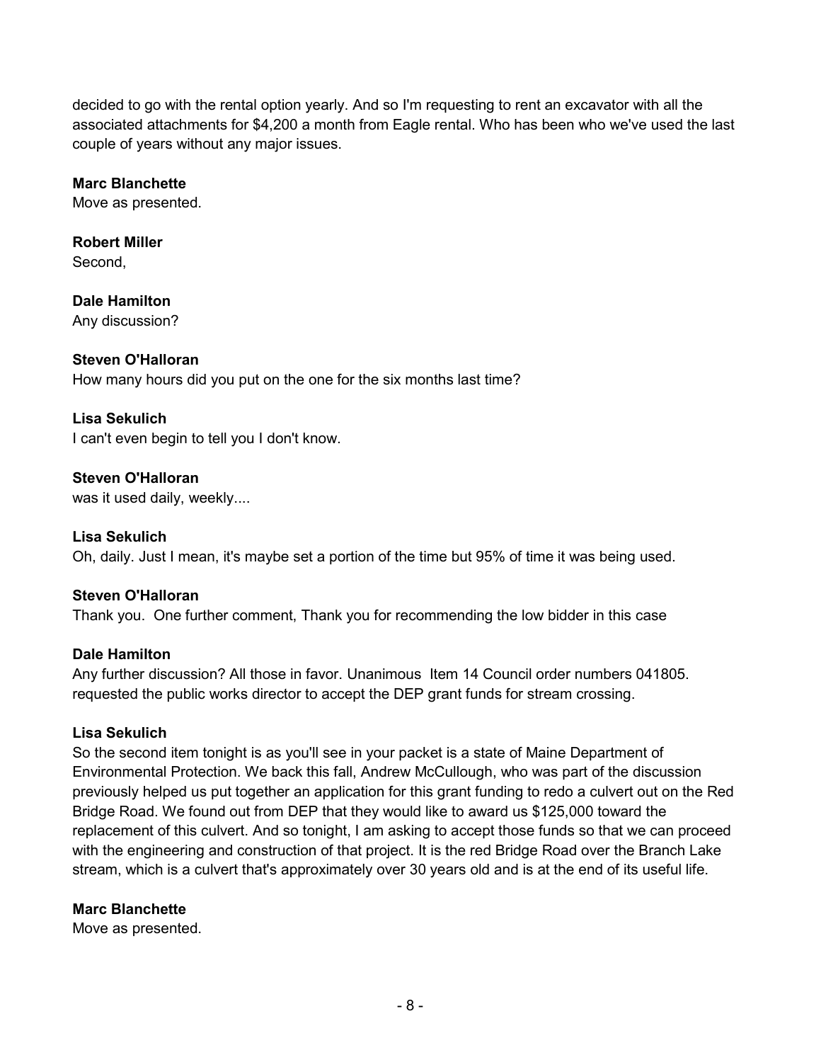decided to go with the rental option yearly. And so I'm requesting to rent an excavator with all the associated attachments for $4,200 a month from Eagle rental. Who has been who we've used the last couple of years without any major issues.

**Marc Blanchette**
Move as presented.

**Robert Miller**
Second,

**Dale Hamilton**
Any discussion?

**Steven O'Halloran**
How many hours did you put on the one for the six months last time?

**Lisa Sekulich**
I can't even begin to tell you I don't know.

**Steven O'Halloran**
was it used daily, weekly....

**Lisa Sekulich**
Oh, daily. Just I mean, it's maybe set a portion of the time but 95% of time it was being used.

**Steven O'Halloran**
Thank you. One further comment, Thank you for recommending the low bidder in this case

**Dale Hamilton**
Any further discussion? All those in favor. Unanimous Item 14 Council order numbers 041805. requested the public works director to accept the DEP grant funds for stream crossing.

**Lisa Sekulich**
So the second item tonight is as you'll see in your packet is a state of Maine Department of Environmental Protection. We back this fall, Andrew McCullough, who was part of the discussion previously helped us put together an application for this grant funding to redo a culvert out on the Red Bridge Road. We found out from DEP that they would like to award us $125,000 toward the replacement of this culvert. And so tonight, I am asking to accept those funds so that we can proceed with the engineering and construction of that project. It is the red Bridge Road over the Branch Lake stream, which is a culvert that's approximately over 30 years old and is at the end of its useful life.

**Marc Blanchette**
Move as presented.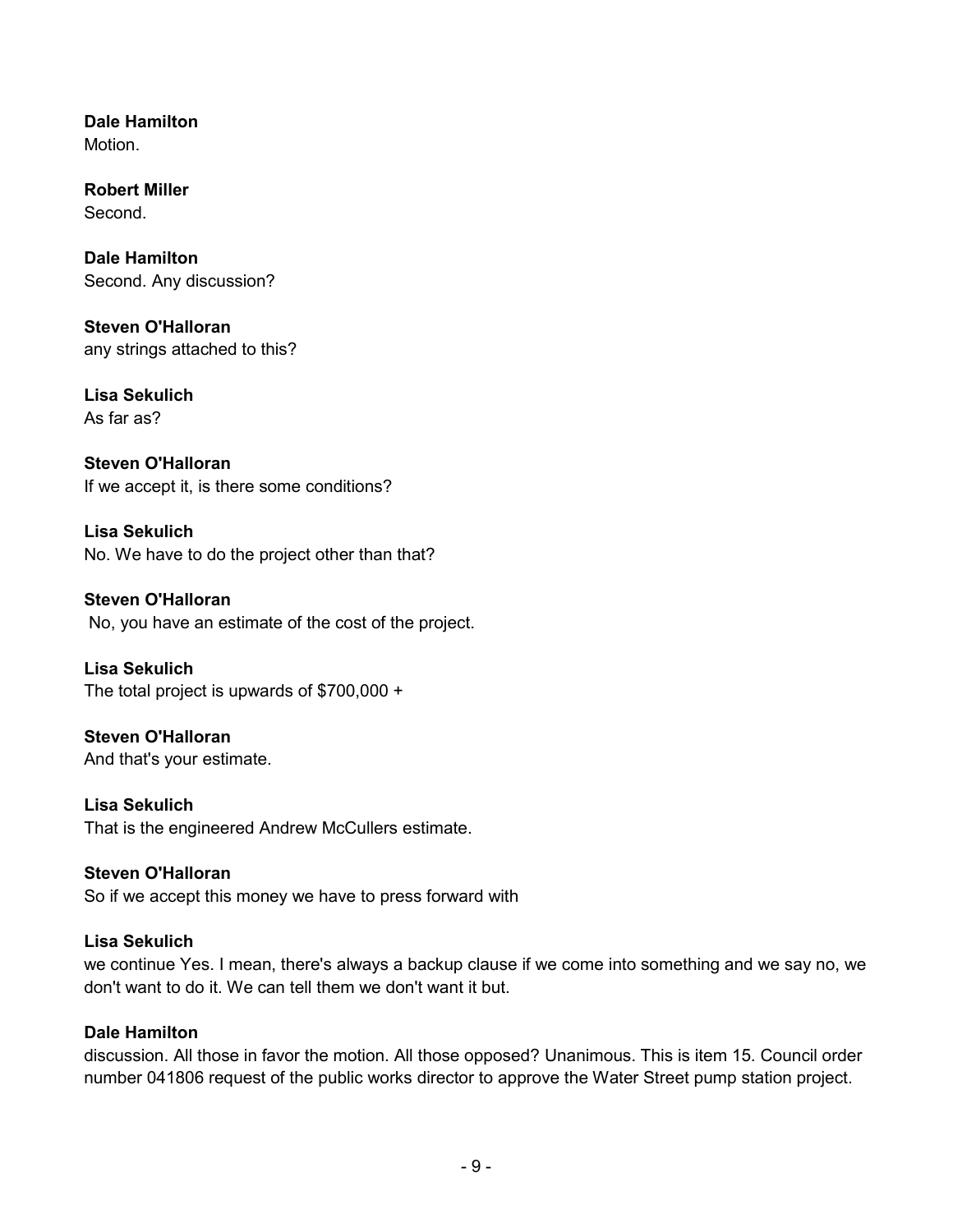**Dale Hamilton**
Motion.

**Robert Miller**
Second.

**Dale Hamilton**
Second. Any discussion?

**Steven O'Halloran**
any strings attached to this?

**Lisa Sekulich**
As far as?

**Steven O'Halloran**
If we accept it, is there some conditions?

**Lisa Sekulich**
No. We have to do the project other than that?

**Steven O'Halloran**
No, you have an estimate of the cost of the project.

**Lisa Sekulich**
The total project is upwards of $700,000 +

**Steven O'Halloran**
And that's your estimate.

**Lisa Sekulich**
That is the engineered Andrew McCullers estimate.

**Steven O'Halloran**
So if we accept this money we have to press forward with

**Lisa Sekulich**
we continue Yes. I mean, there's always a backup clause if we come into something and we say no, we don't want to do it. We can tell them we don't want it but.

**Dale Hamilton**
discussion. All those in favor the motion. All those opposed? Unanimous. This is item 15. Council order number 041806 request of the public works director to approve the Water Street pump station project.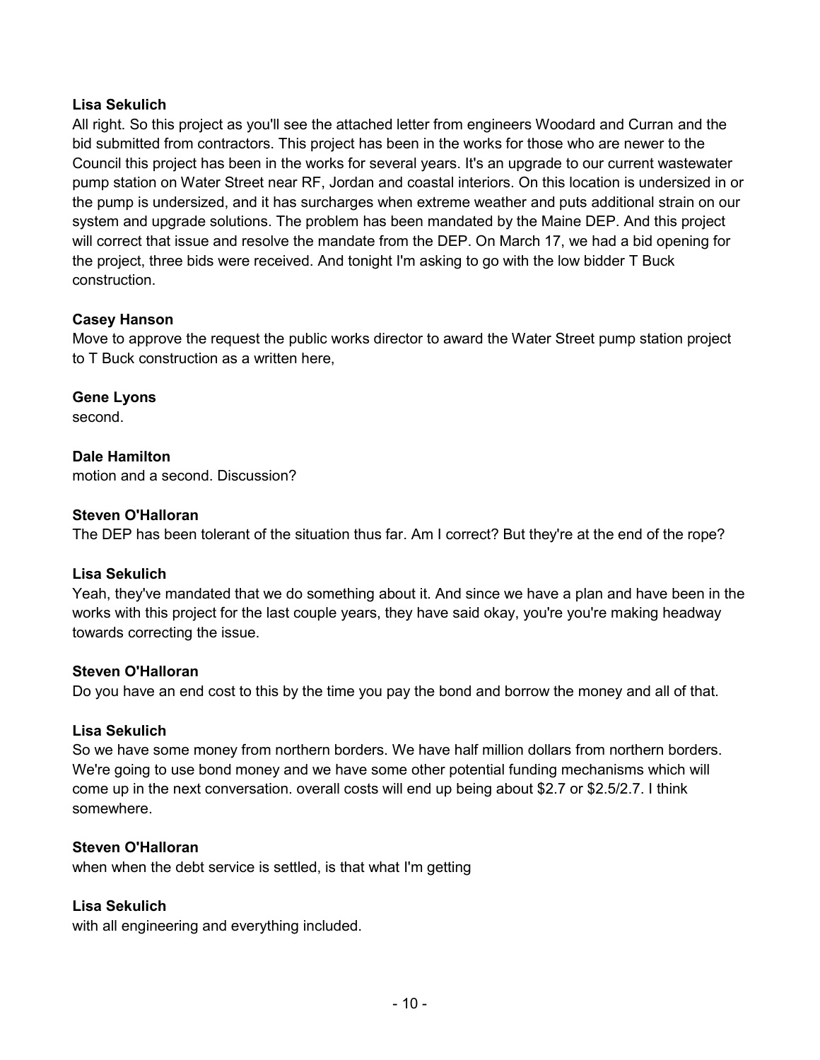**Lisa Sekulich**
All right. So this project as you'll see the attached letter from engineers Woodard and Curran and the bid submitted from contractors. This project has been in the works for those who are newer to the Council this project has been in the works for several years. It's an upgrade to our current wastewater pump station on Water Street near RF, Jordan and coastal interiors. On this location is undersized in or the pump is undersized, and it has surcharges when extreme weather and puts additional strain on our system and upgrade solutions. The problem has been mandated by the Maine DEP. And this project will correct that issue and resolve the mandate from the DEP. On March 17, we had a bid opening for the project, three bids were received. And tonight I'm asking to go with the low bidder T Buck construction.

**Casey Hanson**
Move to approve the request the public works director to award the Water Street pump station project to T Buck construction as a written here,

**Gene Lyons**
second.

**Dale Hamilton**
motion and a second. Discussion?

**Steven O'Halloran**
The DEP has been tolerant of the situation thus far. Am I correct? But they're at the end of the rope?

**Lisa Sekulich**
Yeah, they've mandated that we do something about it. And since we have a plan and have been in the works with this project for the last couple years, they have said okay, you're you're making headway towards correcting the issue.

**Steven O'Halloran**
Do you have an end cost to this by the time you pay the bond and borrow the money and all of that.

**Lisa Sekulich**
So we have some money from northern borders. We have half million dollars from northern borders. We're going to use bond money and we have some other potential funding mechanisms which will come up in the next conversation. overall costs will end up being about $2.7 or $2.5/2.7. I think somewhere.

**Steven O'Halloran**
when when the debt service is settled, is that what I'm getting

**Lisa Sekulich**
with all engineering and everything included.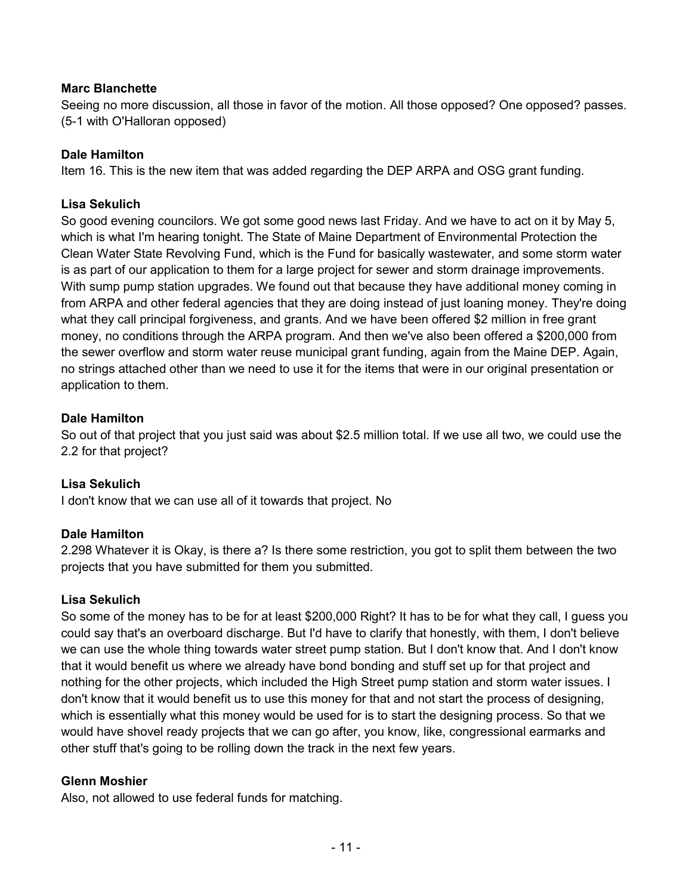**Marc Blanchette**
Seeing no more discussion, all those in favor of the motion. All those opposed? One opposed? passes. (5-1 with O'Halloran opposed)

**Dale Hamilton**
Item 16. This is the new item that was added regarding the DEP ARPA and OSG grant funding.

**Lisa Sekulich**
So good evening councilors. We got some good news last Friday. And we have to act on it by May 5, which is what I'm hearing tonight. The State of Maine Department of Environmental Protection the Clean Water State Revolving Fund, which is the Fund for basically wastewater, and some storm water is as part of our application to them for a large project for sewer and storm drainage improvements. With sump pump station upgrades. We found out that because they have additional money coming in from ARPA and other federal agencies that they are doing instead of just loaning money. They're doing what they call principal forgiveness, and grants. And we have been offered $2 million in free grant money, no conditions through the ARPA program. And then we've also been offered a $200,000 from the sewer overflow and storm water reuse municipal grant funding, again from the Maine DEP. Again, no strings attached other than we need to use it for the items that were in our original presentation or application to them.

**Dale Hamilton**
So out of that project that you just said was about $2.5 million total. If we use all two, we could use the 2.2 for that project?

**Lisa Sekulich**
I don't know that we can use all of it towards that project. No

**Dale Hamilton**
2.298 Whatever it is Okay, is there a? Is there some restriction, you got to split them between the two projects that you have submitted for them you submitted.

**Lisa Sekulich**
So some of the money has to be for at least $200,000 Right? It has to be for what they call, I guess you could say that's an overboard discharge. But I'd have to clarify that honestly, with them, I don't believe we can use the whole thing towards water street pump station. But I don't know that. And I don't know that it would benefit us where we already have bond bonding and stuff set up for that project and nothing for the other projects, which included the High Street pump station and storm water issues. I don't know that it would benefit us to use this money for that and not start the process of designing, which is essentially what this money would be used for is to start the designing process. So that we would have shovel ready projects that we can go after, you know, like, congressional earmarks and other stuff that's going to be rolling down the track in the next few years.

**Glenn Moshier**
Also, not allowed to use federal funds for matching.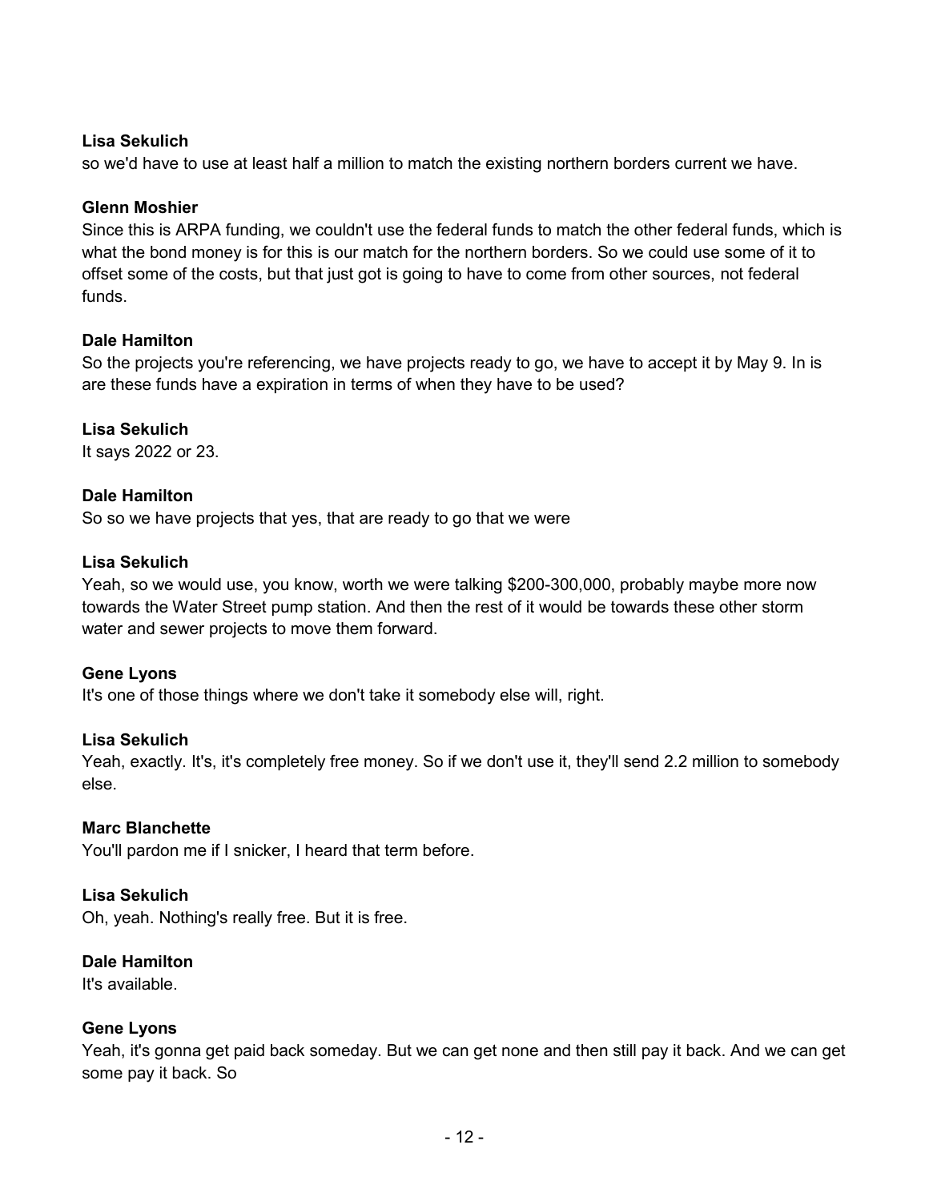**Lisa Sekulich**
so we'd have to use at least half a million to match the existing northern borders current we have.

**Glenn Moshier**
Since this is ARPA funding, we couldn't use the federal funds to match the other federal funds, which is what the bond money is for this is our match for the northern borders. So we could use some of it to offset some of the costs, but that just got is going to have to come from other sources, not federal funds.

**Dale Hamilton**
So the projects you're referencing, we have projects ready to go, we have to accept it by May 9. In is are these funds have a expiration in terms of when they have to be used?

**Lisa Sekulich**
It says 2022 or 23.

**Dale Hamilton**
So so we have projects that yes, that are ready to go that we were

**Lisa Sekulich**
Yeah, so we would use, you know, worth we were talking $200-300,000, probably maybe more now towards the Water Street pump station. And then the rest of it would be towards these other storm water and sewer projects to move them forward.

**Gene Lyons**
It's one of those things where we don't take it somebody else will, right.

**Lisa Sekulich**
Yeah, exactly. It's, it's completely free money. So if we don't use it, they'll send 2.2 million to somebody else.

**Marc Blanchette**
You'll pardon me if I snicker, I heard that term before.

**Lisa Sekulich**
Oh, yeah. Nothing's really free. But it is free.

**Dale Hamilton**
It's available.

**Gene Lyons**
Yeah, it's gonna get paid back someday. But we can get none and then still pay it back. And we can get some pay it back. So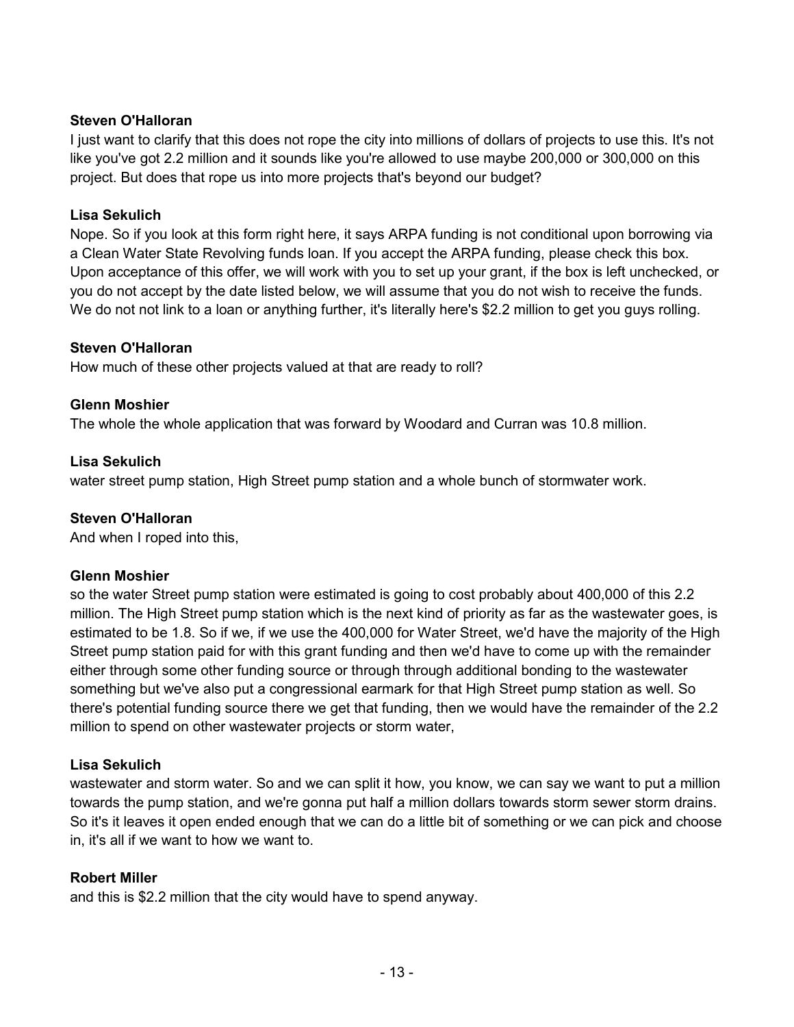**Steven O'Halloran**
I just want to clarify that this does not rope the city into millions of dollars of projects to use this. It's not like you've got 2.2 million and it sounds like you're allowed to use maybe 200,000 or 300,000 on this project. But does that rope us into more projects that's beyond our budget?

**Lisa Sekulich**
Nope. So if you look at this form right here, it says ARPA funding is not conditional upon borrowing via a Clean Water State Revolving funds loan. If you accept the ARPA funding, please check this box. Upon acceptance of this offer, we will work with you to set up your grant, if the box is left unchecked, or you do not accept by the date listed below, we will assume that you do not wish to receive the funds. We do not not link to a loan or anything further, it's literally here's $2.2 million to get you guys rolling.

**Steven O'Halloran**
How much of these other projects valued at that are ready to roll?

**Glenn Moshier**
The whole the whole application that was forward by Woodard and Curran was 10.8 million.

**Lisa Sekulich**
water street pump station, High Street pump station and a whole bunch of stormwater work.

**Steven O'Halloran**
And when I roped into this,

**Glenn Moshier**
so the water Street pump station were estimated is going to cost probably about 400,000 of this 2.2 million. The High Street pump station which is the next kind of priority as far as the wastewater goes, is estimated to be 1.8. So if we, if we use the 400,000 for Water Street, we'd have the majority of the High Street pump station paid for with this grant funding and then we'd have to come up with the remainder either through some other funding source or through through additional bonding to the wastewater something but we've also put a congressional earmark for that High Street pump station as well. So there's potential funding source there we get that funding, then we would have the remainder of the 2.2 million to spend on other wastewater projects or storm water,

**Lisa Sekulich**
wastewater and storm water. So and we can split it how, you know, we can say we want to put a million towards the pump station, and we're gonna put half a million dollars towards storm sewer storm drains. So it's it leaves it open ended enough that we can do a little bit of something or we can pick and choose in, it's all if we want to how we want to.

**Robert Miller**
and this is $2.2 million that the city would have to spend anyway.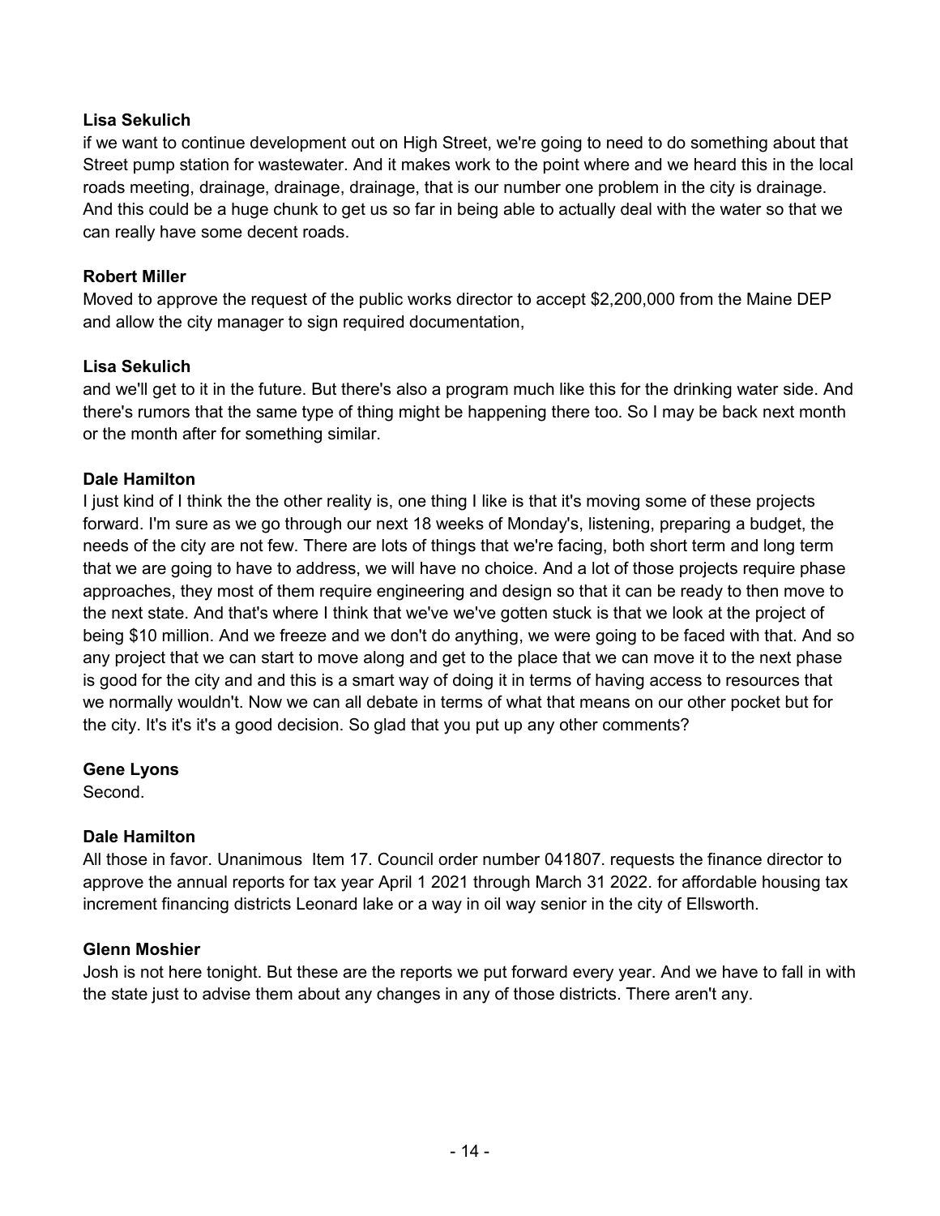**Lisa Sekulich**
if we want to continue development out on High Street, we're going to need to do something about that Street pump station for wastewater. And it makes work to the point where and we heard this in the local roads meeting, drainage, drainage, drainage, that is our number one problem in the city is drainage. And this could be a huge chunk to get us so far in being able to actually deal with the water so that we can really have some decent roads.

**Robert Miller**
Moved to approve the request of the public works director to accept $2,200,000 from the Maine DEP and allow the city manager to sign required documentation,

**Lisa Sekulich**
and we'll get to it in the future. But there's also a program much like this for the drinking water side. And there's rumors that the same type of thing might be happening there too. So I may be back next month or the month after for something similar.

**Dale Hamilton**
I just kind of I think the the other reality is, one thing I like is that it's moving some of these projects forward. I'm sure as we go through our next 18 weeks of Monday's, listening, preparing a budget, the needs of the city are not few. There are lots of things that we're facing, both short term and long term that we are going to have to address, we will have no choice. And a lot of those projects require phase approaches, they most of them require engineering and design so that it can be ready to then move to the next state. And that's where I think that we've we've gotten stuck is that we look at the project of being $10 million. And we freeze and we don't do anything, we were going to be faced with that. And so any project that we can start to move along and get to the place that we can move it to the next phase is good for the city and and this is a smart way of doing it in terms of having access to resources that we normally wouldn't. Now we can all debate in terms of what that means on our other pocket but for the city. It's it's it's a good decision. So glad that you put up any other comments?

**Gene Lyons**
Second.

**Dale Hamilton**
All those in favor. Unanimous Item 17. Council order number 041807. requests the finance director to approve the annual reports for tax year April 1 2021 through March 31 2022. for affordable housing tax increment financing districts Leonard lake or a way in oil way senior in the city of Ellsworth.

**Glenn Moshier**
Josh is not here tonight. But these are the reports we put forward every year. And we have to fall in with the state just to advise them about any changes in any of those districts. There aren't any.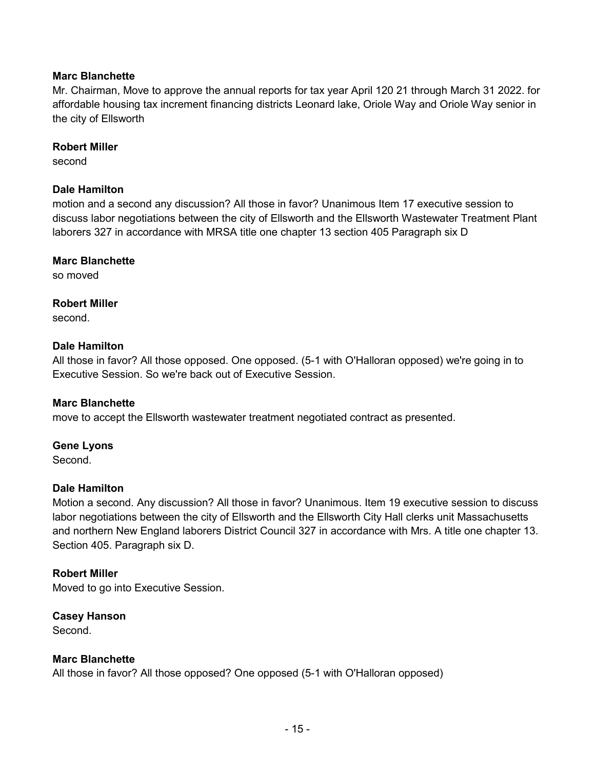**Marc Blanchette**

Mr. Chairman, Move to approve the annual reports for tax year April 120 21 through March 31 2022. for affordable housing tax increment financing districts Leonard lake, Oriole Way and Oriole Way senior in the city of Ellsworth

**Robert Miller**

second

**Dale Hamilton**

motion and a second any discussion? All those in favor? Unanimous Item 17 executive session to discuss labor negotiations between the city of Ellsworth and the Ellsworth Wastewater Treatment Plant laborers 327 in accordance with MRSA title one chapter 13 section 405 Paragraph six D

**Marc Blanchette**

so moved

**Robert Miller**

second.

**Dale Hamilton**

All those in favor? All those opposed. One opposed. (5-1 with O'Halloran opposed) we're going in to Executive Session. So we're back out of Executive Session.

**Marc Blanchette**

move to accept the Ellsworth wastewater treatment negotiated contract as presented.

**Gene Lyons**

Second.

**Dale Hamilton**

Motion a second. Any discussion? All those in favor? Unanimous. Item 19 executive session to discuss labor negotiations between the city of Ellsworth and the Ellsworth City Hall clerks unit Massachusetts and northern New England laborers District Council 327 in accordance with Mrs. A title one chapter 13. Section 405. Paragraph six D.

**Robert Miller**

Moved to go into Executive Session.

**Casey Hanson**

Second.

**Marc Blanchette**

All those in favor? All those opposed? One opposed (5-1 with O'Halloran opposed)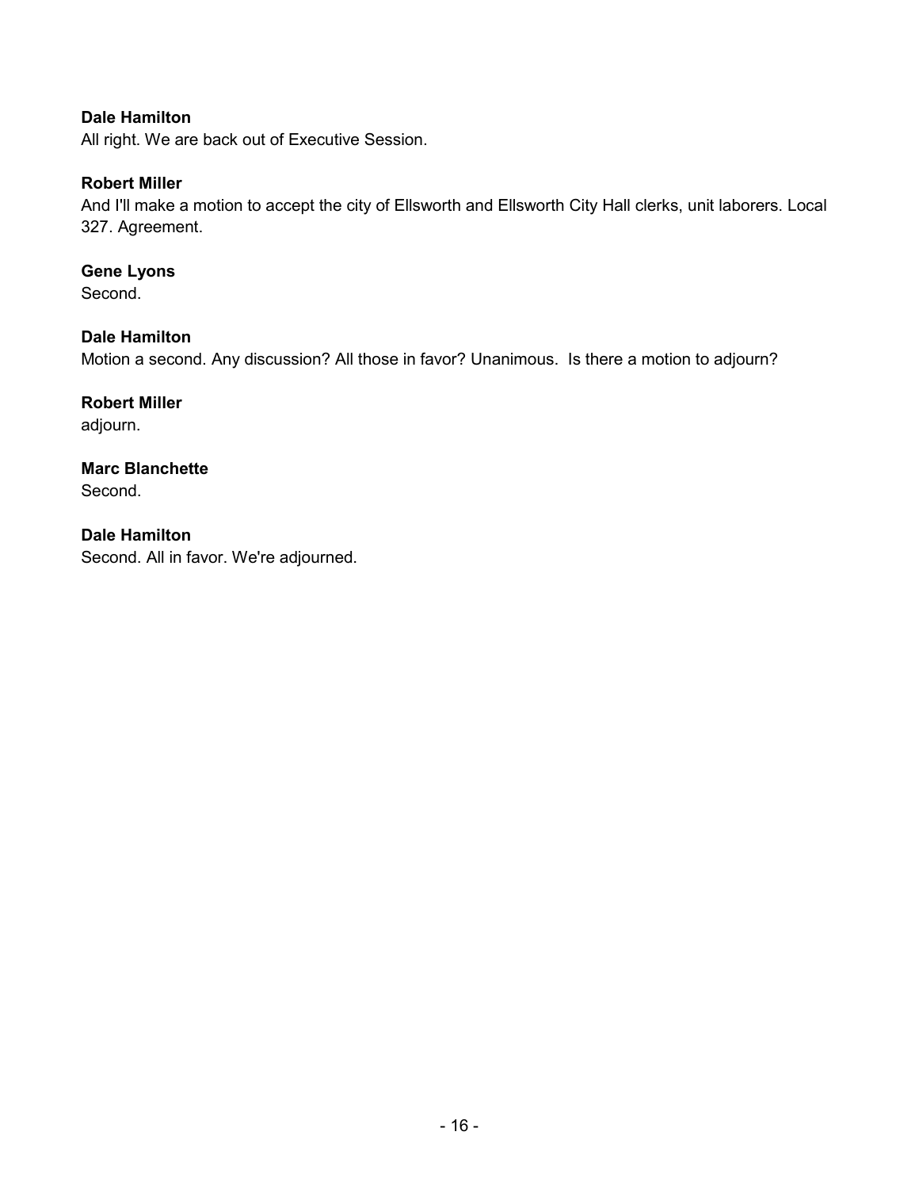**Dale Hamilton**
All right. We are back out of Executive Session.

**Robert Miller**
And I'll make a motion to accept the city of Ellsworth and Ellsworth City Hall clerks, unit laborers. Local 327. Agreement.

**Gene Lyons**
Second.

**Dale Hamilton**
Motion a second. Any discussion? All those in favor? Unanimous.  Is there a motion to adjourn?

**Robert Miller**
adjourn.

**Marc Blanchette**
Second.

**Dale Hamilton**
Second. All in favor. We're adjourned.